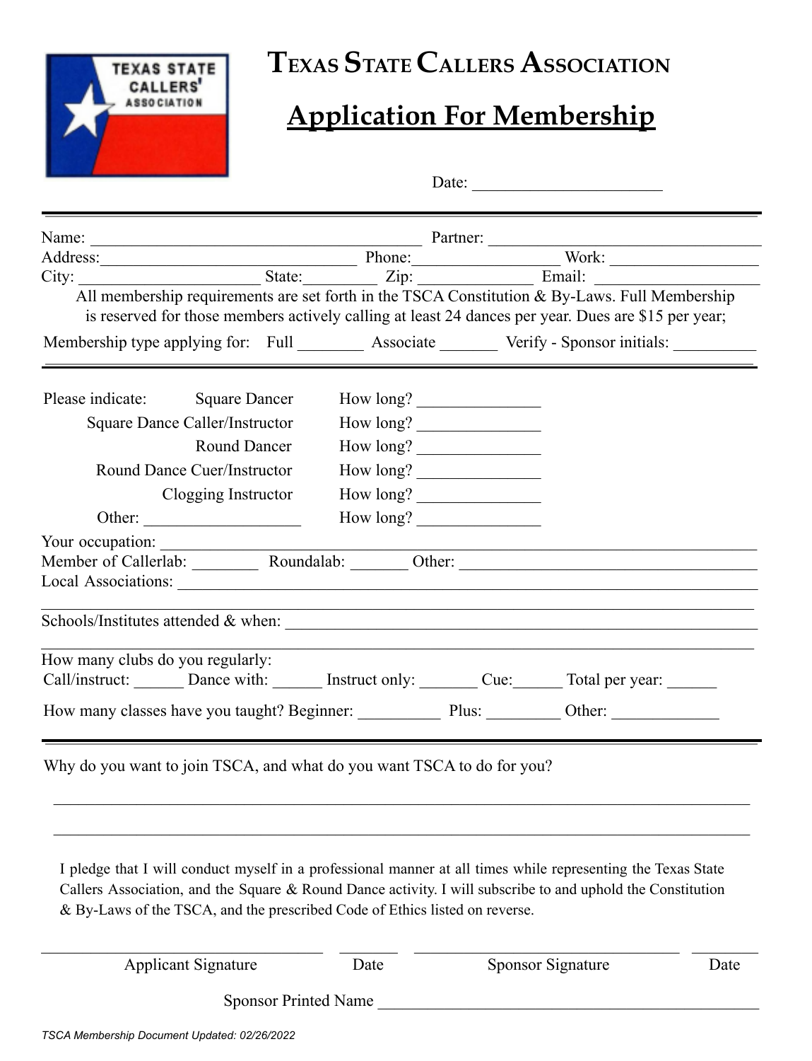# Texas State Callers Association

## Application For Membership

Date: ______________________

---

Name: ______________________________________ Partner: ________________________________

Address: ______________________________ Phone: _________________ Work: _________________

City: _____________________ State: _________ Zip: _____________ Email: __________________

All membership requirements are set forth in the TSCA Constitution & By-Laws. Full Membership is reserved for those members actively calling at least 24 dances per year. Dues are $15 per year;

Membership type applying for: Full ________ Associate _______ Verify - Sponsor initials: __________

---

Please indicate:

- Square Dancer — How long? _______________
- Square Dance Caller/Instructor — How long? _______________
- Round Dancer — How long? _______________
- Round Dance Cuer/Instructor — How long? _______________
- Clogging Instructor — How long? _______________
- Other: __________________ — How long? _______________

Your occupation: ______________________________________________________________________

Member of Callerlab: ________ Roundalab: _______ Other: ____________________________________

Local Associations: ____________________________________________________________________

_______________________________________________________________________________________

Schools/Institutes attended & when: _______________________________________________________

_______________________________________________________________________________________

How many clubs do you regularly:
Call/instruct: ______ Dance with: ______ Instruct only: _______ Cue: ______ Total per year: ______

How many classes have you taught? Beginner: __________ Plus: _________ Other: _____________

---

Why do you want to join TSCA, and what do you want TSCA to do for you?

_______________________________________________________________________________________

_______________________________________________________________________________________

I pledge that I will conduct myself in a professional manner at all times while representing the Texas State Callers Association, and the Square & Round Dance activity. I will subscribe to and uphold the Constitution & By-Laws of the TSCA, and the prescribed Code of Ethics listed on reverse.

_____________________________ ________ _____________________________ ________

Applicant Signature — Date — Sponsor Signature — Date

Sponsor Printed Name _______________________________________________

*TSCA Membership Document Updated: 02/26/2022*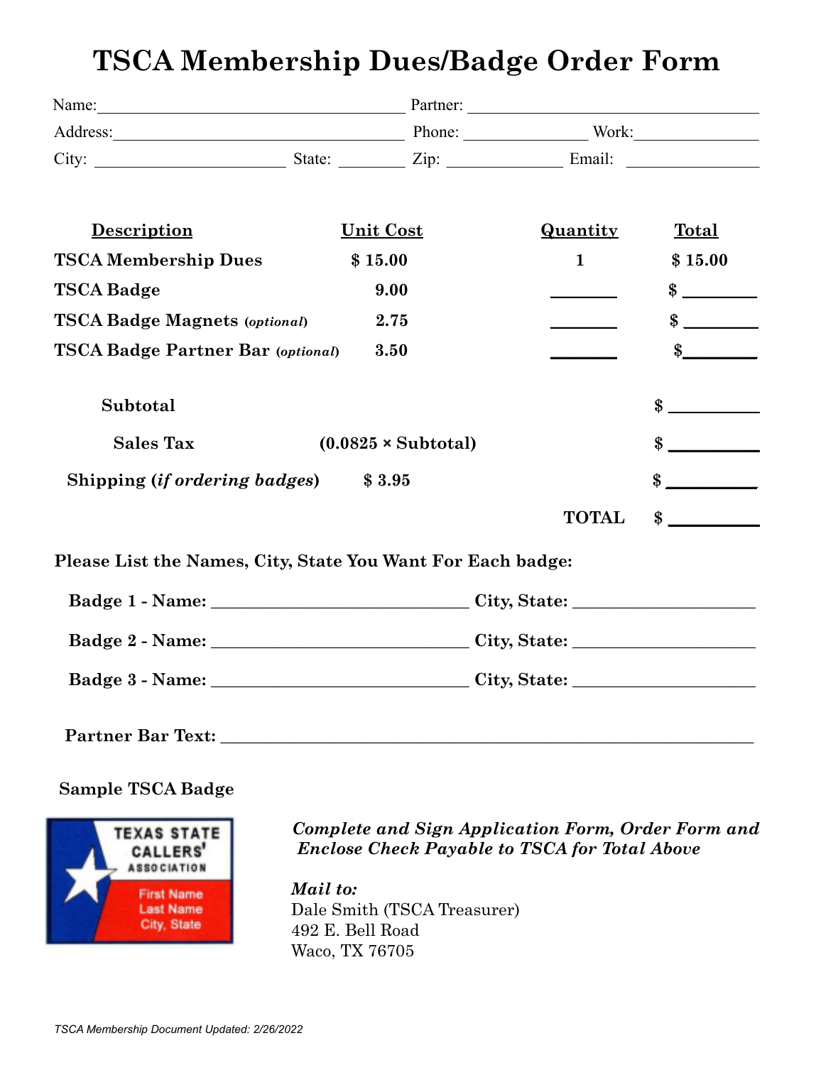# TSCA Membership Dues/Badge Order Form

Name: ______________________ Partner: ______________________

Address: ______________________ Phone: ____________ Work: ____________

City: ______________ State: ______ Zip: __________ Email: ____________

| Description | Unit Cost | Quantity | Total |
|---|---|---|---|
| **TSCA Membership Dues** | **$ 15.00** | **1** | **$ 15.00** |
| **TSCA Badge** | **9.00** | ______ | **$** ______ |
| **TSCA Badge Magnets** ***(optional)*** | **2.75** | ______ | **$** ______ |
| **TSCA Badge Partner Bar** ***(optional)*** | **3.50** | ______ | **$** ______ |

| | | |
|---|---|---|
| **Subtotal** | | **$** ________ |
| **Sales Tax** | **(0.0825 × Subtotal)** | **$** ________ |
| **Shipping (*if ordering badges*)** | **$ 3.95** | **$** ________ |
| | **TOTAL** | **$** ________ |

**Please List the Names, City, State You Want For Each badge:**

**Badge 1 - Name:** ______________________ **City, State:** ________________

**Badge 2 - Name:** ______________________ **City, State:** ________________

**Badge 3 - Name:** ______________________ **City, State:** ________________

**Partner Bar Text:** ______________________________________________

**Sample TSCA Badge**

TEXAS STATE CALLERS' ASSOCIATION
First Name
Last Name
City, State

***Complete and Sign Application Form, Order Form and Enclose Check Payable to TSCA for Total Above***

***Mail to:***
Dale Smith (TSCA Treasurer)
492 E. Bell Road
Waco, TX 76705

*TSCA Membership Document Updated: 2/26/2022*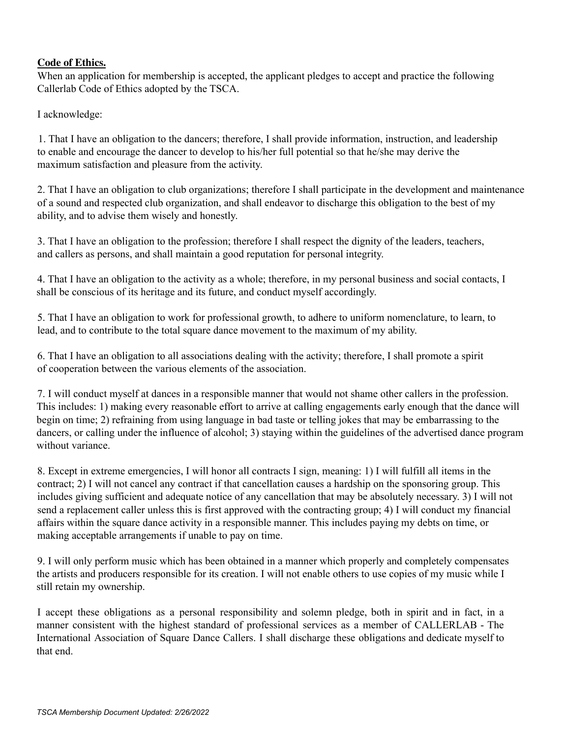**Code of Ethics.**

When an application for membership is accepted, the applicant pledges to accept and practice the following Callerlab Code of Ethics adopted by the TSCA.

I acknowledge:

1. That I have an obligation to the dancers; therefore, I shall provide information, instruction, and leadership to enable and encourage the dancer to develop to his/her full potential so that he/she may derive the maximum satisfaction and pleasure from the activity.

2. That I have an obligation to club organizations; therefore I shall participate in the development and maintenance of a sound and respected club organization, and shall endeavor to discharge this obligation to the best of my ability, and to advise them wisely and honestly.

3. That I have an obligation to the profession; therefore I shall respect the dignity of the leaders, teachers, and callers as persons, and shall maintain a good reputation for personal integrity.

4. That I have an obligation to the activity as a whole; therefore, in my personal business and social contacts, I shall be conscious of its heritage and its future, and conduct myself accordingly.

5. That I have an obligation to work for professional growth, to adhere to uniform nomenclature, to learn, to lead, and to contribute to the total square dance movement to the maximum of my ability.

6. That I have an obligation to all associations dealing with the activity; therefore, I shall promote a spirit of cooperation between the various elements of the association.

7. I will conduct myself at dances in a responsible manner that would not shame other callers in the profession. This includes: 1) making every reasonable effort to arrive at calling engagements early enough that the dance will begin on time; 2) refraining from using language in bad taste or telling jokes that may be embarrassing to the dancers, or calling under the influence of alcohol; 3) staying within the guidelines of the advertised dance program without variance.

8. Except in extreme emergencies, I will honor all contracts I sign, meaning: 1) I will fulfill all items in the contract; 2) I will not cancel any contract if that cancellation causes a hardship on the sponsoring group. This includes giving sufficient and adequate notice of any cancellation that may be absolutely necessary. 3) I will not send a replacement caller unless this is first approved with the contracting group; 4) I will conduct my financial affairs within the square dance activity in a responsible manner. This includes paying my debts on time, or making acceptable arrangements if unable to pay on time.

9. I will only perform music which has been obtained in a manner which properly and completely compensates the artists and producers responsible for its creation. I will not enable others to use copies of my music while I still retain my ownership.

I accept these obligations as a personal responsibility and solemn pledge, both in spirit and in fact, in a manner consistent with the highest standard of professional services as a member of CALLERLAB - The International Association of Square Dance Callers. I shall discharge these obligations and dedicate myself to that end.